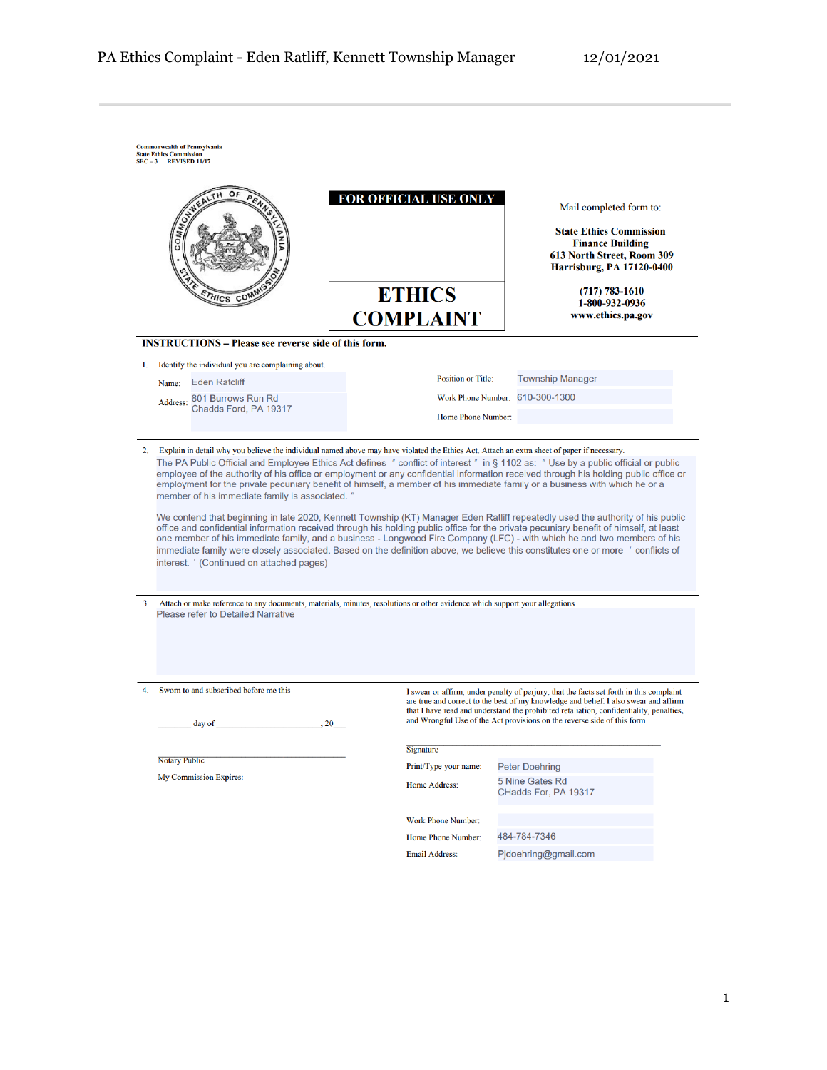# PA Ethics Complaint - Eden Ratliff, Kennett Township Manager 12/01/2021

Commonwealth of Pennsylvania
State Ethics Commission
SEC – 3 REVISED 11/17

**FOR OFFICIAL USE ONLY**

# ETHICS COMPLAINT

Mail completed form to:

**State Ethics Commission**
**Finance Building**
**613 North Street, Room 309**
**Harrisburg, PA 17120-0400**

**(717) 783-1610**
**1-800-932-0936**
**www.ethics.pa.gov**

**INSTRUCTIONS – Please see reverse side of this form.**

1. Identify the individual you are complaining about.

Name: Eden Ratcliff

Address: 801 Burrows Run Rd
Chadds Ford, PA 19317

Position or Title: Township Manager

Work Phone Number: 610-300-1300

Home Phone Number:

2. Explain in detail why you believe the individual named above may have violated the Ethics Act. Attach an extra sheet of paper if necessary.

The PA Public Official and Employee Ethics Act defines " conflict of interest " in § 1102 as: " Use by a public official or public employee of the authority of his office or employment or any confidential information received through his holding public office or employment for the private pecuniary benefit of himself, a member of his immediate family or a business with which he or a member of his immediate family is associated. "

We contend that beginning in late 2020, Kennett Township (KT) Manager Eden Ratliff repeatedly used the authority of his public office and confidential information received through his holding public office for the private pecuniary benefit of himself, at least one member of his immediate family, and a business - Longwood Fire Company (LFC) - with which he and two members of his immediate family were closely associated. Based on the definition above, we believe this constitutes one or more ' conflicts of interest. ' (Continued on attached pages)

3. Attach or make reference to any documents, materials, minutes, resolutions or other evidence which support your allegations.

Please refer to Detailed Narrative

4. Sworn to and subscribed before me this

_______ day of _______________________, 20___

Notary Public

My Commission Expires:

I swear or affirm, under penalty of perjury, that the facts set forth in this complaint are true and correct to the best of my knowledge and belief. I also swear and affirm that I have read and understand the prohibited retaliation, confidentiality, penalties, and Wrongful Use of the Act provisions on the reverse side of this form.

Signature

Print/Type your name: Peter Doehring

Home Address: 5 Nine Gates Rd
CHadds For, PA 19317

Work Phone Number:

Home Phone Number: 484-784-7346

Email Address: Pjdoehring@gmail.com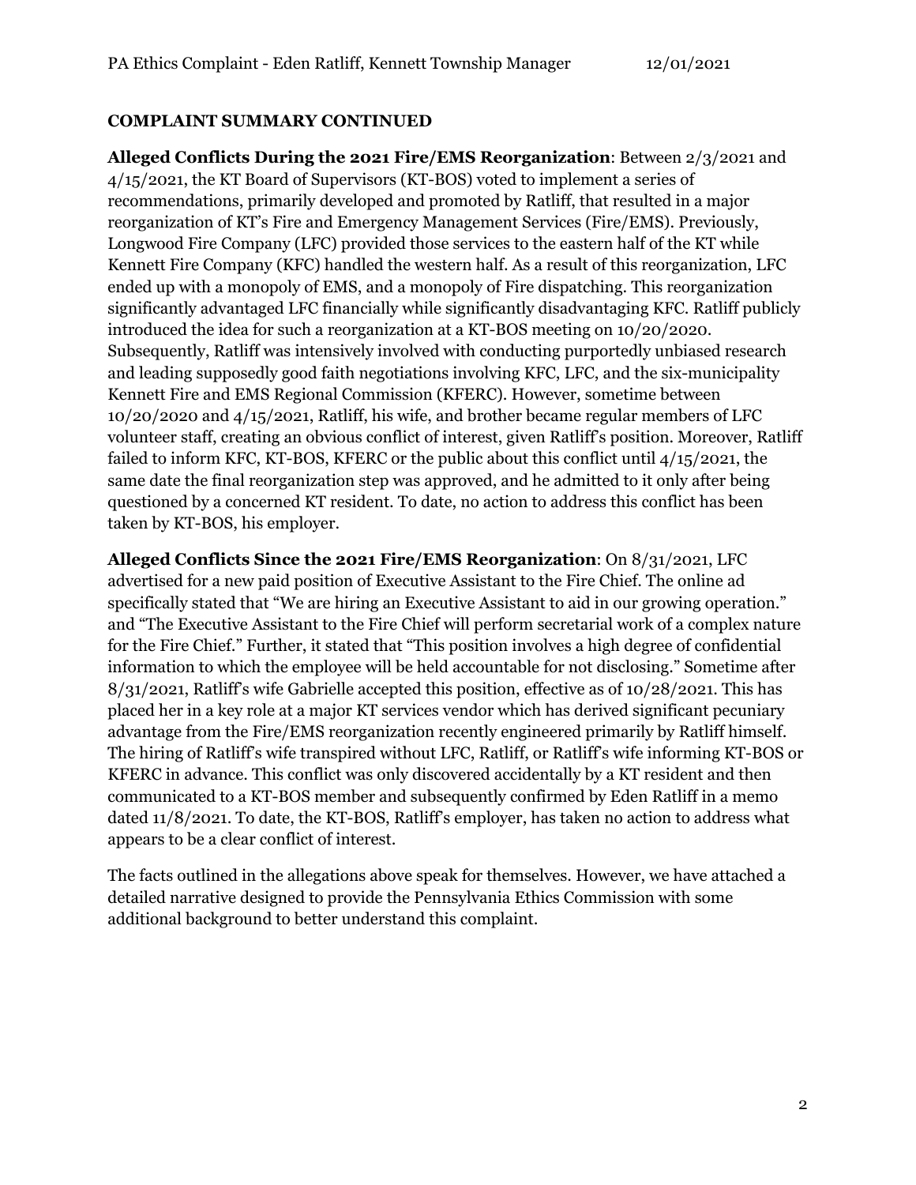**COMPLAINT SUMMARY CONTINUED**

**Alleged Conflicts During the 2021 Fire/EMS Reorganization**: Between 2/3/2021 and 4/15/2021, the KT Board of Supervisors (KT-BOS) voted to implement a series of recommendations, primarily developed and promoted by Ratliff, that resulted in a major reorganization of KT's Fire and Emergency Management Services (Fire/EMS). Previously, Longwood Fire Company (LFC) provided those services to the eastern half of the KT while Kennett Fire Company (KFC) handled the western half. As a result of this reorganization, LFC ended up with a monopoly of EMS, and a monopoly of Fire dispatching. This reorganization significantly advantaged LFC financially while significantly disadvantaging KFC. Ratliff publicly introduced the idea for such a reorganization at a KT-BOS meeting on 10/20/2020. Subsequently, Ratliff was intensively involved with conducting purportedly unbiased research and leading supposedly good faith negotiations involving KFC, LFC, and the six-municipality Kennett Fire and EMS Regional Commission (KFERC). However, sometime between 10/20/2020 and 4/15/2021, Ratliff, his wife, and brother became regular members of LFC volunteer staff, creating an obvious conflict of interest, given Ratliff's position. Moreover, Ratliff failed to inform KFC, KT-BOS, KFERC or the public about this conflict until 4/15/2021, the same date the final reorganization step was approved, and he admitted to it only after being questioned by a concerned KT resident. To date, no action to address this conflict has been taken by KT-BOS, his employer.

**Alleged Conflicts Since the 2021 Fire/EMS Reorganization**: On 8/31/2021, LFC advertised for a new paid position of Executive Assistant to the Fire Chief. The online ad specifically stated that "We are hiring an Executive Assistant to aid in our growing operation." and "The Executive Assistant to the Fire Chief will perform secretarial work of a complex nature for the Fire Chief." Further, it stated that "This position involves a high degree of confidential information to which the employee will be held accountable for not disclosing." Sometime after 8/31/2021, Ratliff's wife Gabrielle accepted this position, effective as of 10/28/2021. This has placed her in a key role at a major KT services vendor which has derived significant pecuniary advantage from the Fire/EMS reorganization recently engineered primarily by Ratliff himself. The hiring of Ratliff's wife transpired without LFC, Ratliff, or Ratliff's wife informing KT-BOS or KFERC in advance. This conflict was only discovered accidentally by a KT resident and then communicated to a KT-BOS member and subsequently confirmed by Eden Ratliff in a memo dated 11/8/2021. To date, the KT-BOS, Ratliff's employer, has taken no action to address what appears to be a clear conflict of interest.

The facts outlined in the allegations above speak for themselves. However, we have attached a detailed narrative designed to provide the Pennsylvania Ethics Commission with some additional background to better understand this complaint.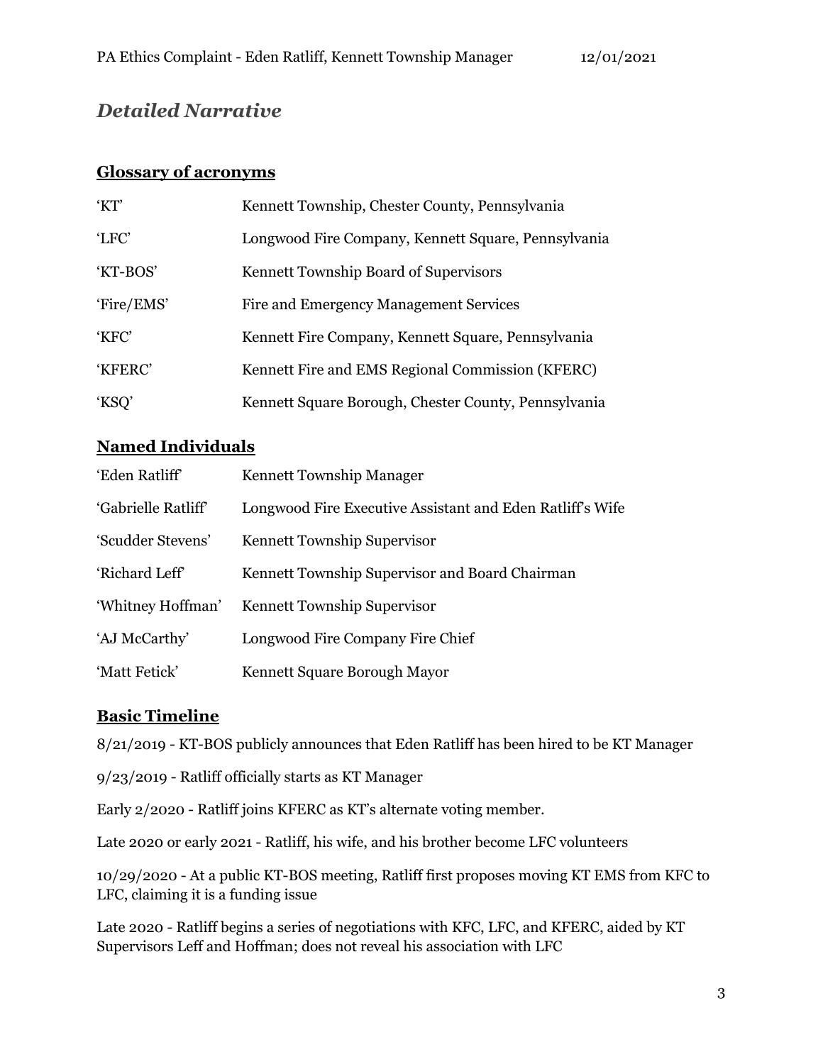## *Detailed Narrative*

### Glossary of acronyms

| | |
|---|---|
| 'KT' | Kennett Township, Chester County, Pennsylvania |
| 'LFC' | Longwood Fire Company, Kennett Square, Pennsylvania |
| 'KT-BOS' | Kennett Township Board of Supervisors |
| 'Fire/EMS' | Fire and Emergency Management Services |
| 'KFC' | Kennett Fire Company, Kennett Square, Pennsylvania |
| 'KFERC' | Kennett Fire and EMS Regional Commission (KFERC) |
| 'KSQ' | Kennett Square Borough, Chester County, Pennsylvania |

### Named Individuals

| | |
|---|---|
| 'Eden Ratliff' | Kennett Township Manager |
| 'Gabrielle Ratliff' | Longwood Fire Executive Assistant and Eden Ratliff's Wife |
| 'Scudder Stevens' | Kennett Township Supervisor |
| 'Richard Leff' | Kennett Township Supervisor and Board Chairman |
| 'Whitney Hoffman' | Kennett Township Supervisor |
| 'AJ McCarthy' | Longwood Fire Company Fire Chief |
| 'Matt Fetick' | Kennett Square Borough Mayor |

### Basic Timeline

8/21/2019 - KT-BOS publicly announces that Eden Ratliff has been hired to be KT Manager

9/23/2019 - Ratliff officially starts as KT Manager

Early 2/2020 - Ratliff joins KFERC as KT's alternate voting member.

Late 2020 or early 2021 - Ratliff, his wife, and his brother become LFC volunteers

10/29/2020 - At a public KT-BOS meeting, Ratliff first proposes moving KT EMS from KFC to LFC, claiming it is a funding issue

Late 2020 - Ratliff begins a series of negotiations with KFC, LFC, and KFERC, aided by KT Supervisors Leff and Hoffman; does not reveal his association with LFC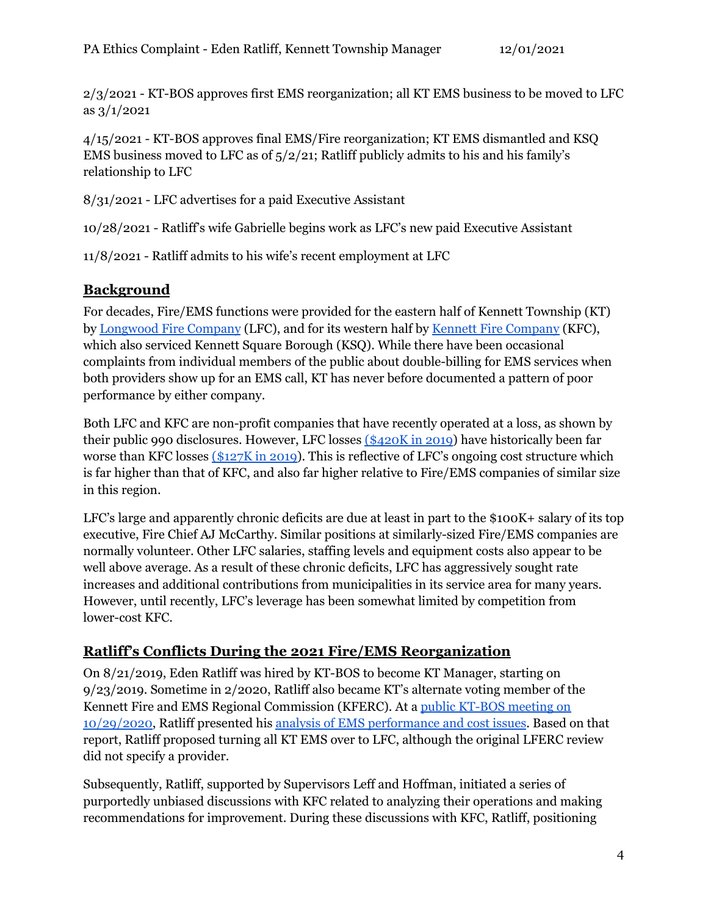2/3/2021 - KT-BOS approves first EMS reorganization; all KT EMS business to be moved to LFC as 3/1/2021

4/15/2021 - KT-BOS approves final EMS/Fire reorganization; KT EMS dismantled and KSQ EMS business moved to LFC as of 5/2/21; Ratliff publicly admits to his and his family's relationship to LFC

8/31/2021 - LFC advertises for a paid Executive Assistant

10/28/2021 - Ratliff's wife Gabrielle begins work as LFC's new paid Executive Assistant

11/8/2021 - Ratliff admits to his wife's recent employment at LFC

## Background

For decades, Fire/EMS functions were provided for the eastern half of Kennett Township (KT) by Longwood Fire Company (LFC), and for its western half by Kennett Fire Company (KFC), which also serviced Kennett Square Borough (KSQ). While there have been occasional complaints from individual members of the public about double-billing for EMS services when both providers show up for an EMS call, KT has never before documented a pattern of poor performance by either company.

Both LFC and KFC are non-profit companies that have recently operated at a loss, as shown by their public 990 disclosures. However, LFC losses ($420K in 2019) have historically been far worse than KFC losses ($127K in 2019). This is reflective of LFC's ongoing cost structure which is far higher than that of KFC, and also far higher relative to Fire/EMS companies of similar size in this region.

LFC's large and apparently chronic deficits are due at least in part to the $100K+ salary of its top executive, Fire Chief AJ McCarthy. Similar positions at similarly-sized Fire/EMS companies are normally volunteer. Other LFC salaries, staffing levels and equipment costs also appear to be well above average. As a result of these chronic deficits, LFC has aggressively sought rate increases and additional contributions from municipalities in its service area for many years. However, until recently, LFC's leverage has been somewhat limited by competition from lower-cost KFC.

## Ratliff's Conflicts During the 2021 Fire/EMS Reorganization

On 8/21/2019, Eden Ratliff was hired by KT-BOS to become KT Manager, starting on 9/23/2019. Sometime in 2/2020, Ratliff also became KT's alternate voting member of the Kennett Fire and EMS Regional Commission (KFERC). At a public KT-BOS meeting on 10/29/2020, Ratliff presented his analysis of EMS performance and cost issues. Based on that report, Ratliff proposed turning all KT EMS over to LFC, although the original LFERC review did not specify a provider.

Subsequently, Ratliff, supported by Supervisors Leff and Hoffman, initiated a series of purportedly unbiased discussions with KFC related to analyzing their operations and making recommendations for improvement. During these discussions with KFC, Ratliff, positioning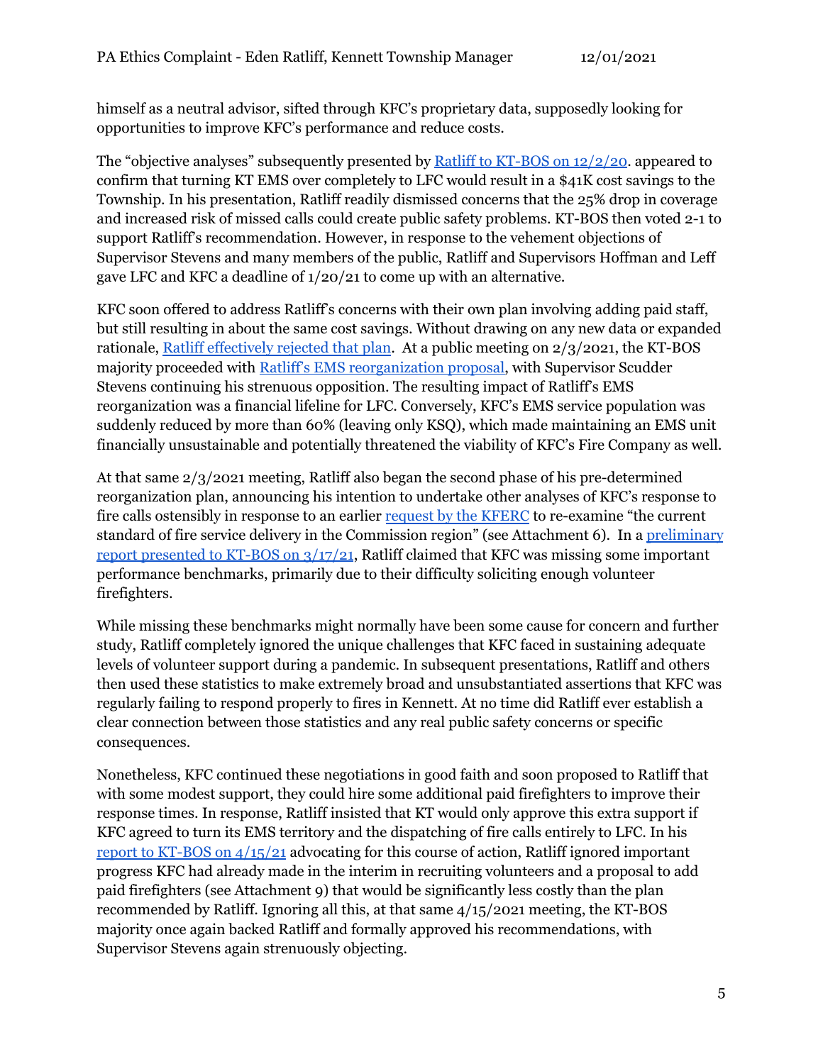himself as a neutral advisor, sifted through KFC's proprietary data, supposedly looking for opportunities to improve KFC's performance and reduce costs.

The "objective analyses" subsequently presented by Ratliff to KT-BOS on 12/2/20. appeared to confirm that turning KT EMS over completely to LFC would result in a $41K cost savings to the Township. In his presentation, Ratliff readily dismissed concerns that the 25% drop in coverage and increased risk of missed calls could create public safety problems. KT-BOS then voted 2-1 to support Ratliff's recommendation. However, in response to the vehement objections of Supervisor Stevens and many members of the public, Ratliff and Supervisors Hoffman and Leff gave LFC and KFC a deadline of 1/20/21 to come up with an alternative.

KFC soon offered to address Ratliff's concerns with their own plan involving adding paid staff, but still resulting in about the same cost savings. Without drawing on any new data or expanded rationale, Ratliff effectively rejected that plan. At a public meeting on 2/3/2021, the KT-BOS majority proceeded with Ratliff's EMS reorganization proposal, with Supervisor Scudder Stevens continuing his strenuous opposition. The resulting impact of Ratliff's EMS reorganization was a financial lifeline for LFC. Conversely, KFC's EMS service population was suddenly reduced by more than 60% (leaving only KSQ), which made maintaining an EMS unit financially unsustainable and potentially threatened the viability of KFC's Fire Company as well.

At that same 2/3/2021 meeting, Ratliff also began the second phase of his pre-determined reorganization plan, announcing his intention to undertake other analyses of KFC's response to fire calls ostensibly in response to an earlier request by the KFERC to re-examine "the current standard of fire service delivery in the Commission region" (see Attachment 6). In a preliminary report presented to KT-BOS on 3/17/21, Ratliff claimed that KFC was missing some important performance benchmarks, primarily due to their difficulty soliciting enough volunteer firefighters.

While missing these benchmarks might normally have been some cause for concern and further study, Ratliff completely ignored the unique challenges that KFC faced in sustaining adequate levels of volunteer support during a pandemic. In subsequent presentations, Ratliff and others then used these statistics to make extremely broad and unsubstantiated assertions that KFC was regularly failing to respond properly to fires in Kennett. At no time did Ratliff ever establish a clear connection between those statistics and any real public safety concerns or specific consequences.

Nonetheless, KFC continued these negotiations in good faith and soon proposed to Ratliff that with some modest support, they could hire some additional paid firefighters to improve their response times. In response, Ratliff insisted that KT would only approve this extra support if KFC agreed to turn its EMS territory and the dispatching of fire calls entirely to LFC. In his report to KT-BOS on 4/15/21 advocating for this course of action, Ratliff ignored important progress KFC had already made in the interim in recruiting volunteers and a proposal to add paid firefighters (see Attachment 9) that would be significantly less costly than the plan recommended by Ratliff. Ignoring all this, at that same 4/15/2021 meeting, the KT-BOS majority once again backed Ratliff and formally approved his recommendations, with Supervisor Stevens again strenuously objecting.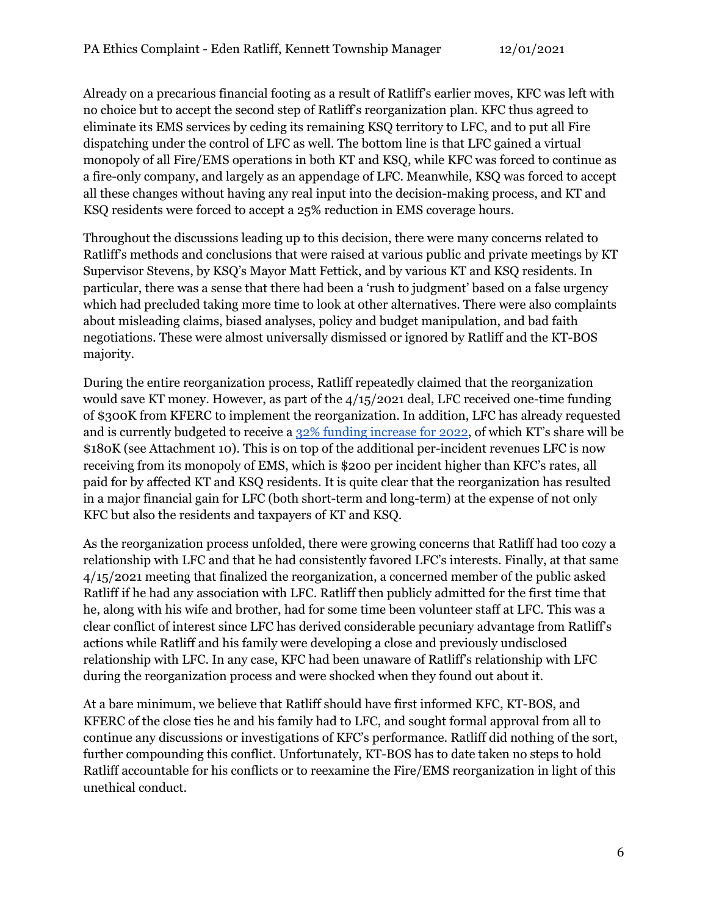Already on a precarious financial footing as a result of Ratliff's earlier moves, KFC was left with no choice but to accept the second step of Ratliff's reorganization plan. KFC thus agreed to eliminate its EMS services by ceding its remaining KSQ territory to LFC, and to put all Fire dispatching under the control of LFC as well. The bottom line is that LFC gained a virtual monopoly of all Fire/EMS operations in both KT and KSQ, while KFC was forced to continue as a fire-only company, and largely as an appendage of LFC. Meanwhile, KSQ was forced to accept all these changes without having any real input into the decision-making process, and KT and KSQ residents were forced to accept a 25% reduction in EMS coverage hours.

Throughout the discussions leading up to this decision, there were many concerns related to Ratliff's methods and conclusions that were raised at various public and private meetings by KT Supervisor Stevens, by KSQ's Mayor Matt Fettick, and by various KT and KSQ residents. In particular, there was a sense that there had been a 'rush to judgment' based on a false urgency which had precluded taking more time to look at other alternatives. There were also complaints about misleading claims, biased analyses, policy and budget manipulation, and bad faith negotiations. These were almost universally dismissed or ignored by Ratliff and the KT-BOS majority.

During the entire reorganization process, Ratliff repeatedly claimed that the reorganization would save KT money. However, as part of the 4/15/2021 deal, LFC received one-time funding of $300K from KFERC to implement the reorganization. In addition, LFC has already requested and is currently budgeted to receive a 32% funding increase for 2022, of which KT's share will be $180K (see Attachment 10). This is on top of the additional per-incident revenues LFC is now receiving from its monopoly of EMS, which is $200 per incident higher than KFC's rates, all paid for by affected KT and KSQ residents. It is quite clear that the reorganization has resulted in a major financial gain for LFC (both short-term and long-term) at the expense of not only KFC but also the residents and taxpayers of KT and KSQ.

As the reorganization process unfolded, there were growing concerns that Ratliff had too cozy a relationship with LFC and that he had consistently favored LFC's interests. Finally, at that same 4/15/2021 meeting that finalized the reorganization, a concerned member of the public asked Ratliff if he had any association with LFC. Ratliff then publicly admitted for the first time that he, along with his wife and brother, had for some time been volunteer staff at LFC. This was a clear conflict of interest since LFC has derived considerable pecuniary advantage from Ratliff's actions while Ratliff and his family were developing a close and previously undisclosed relationship with LFC. In any case, KFC had been unaware of Ratliff's relationship with LFC during the reorganization process and were shocked when they found out about it.

At a bare minimum, we believe that Ratliff should have first informed KFC, KT-BOS, and KFERC of the close ties he and his family had to LFC, and sought formal approval from all to continue any discussions or investigations of KFC's performance. Ratliff did nothing of the sort, further compounding this conflict. Unfortunately, KT-BOS has to date taken no steps to hold Ratliff accountable for his conflicts or to reexamine the Fire/EMS reorganization in light of this unethical conduct.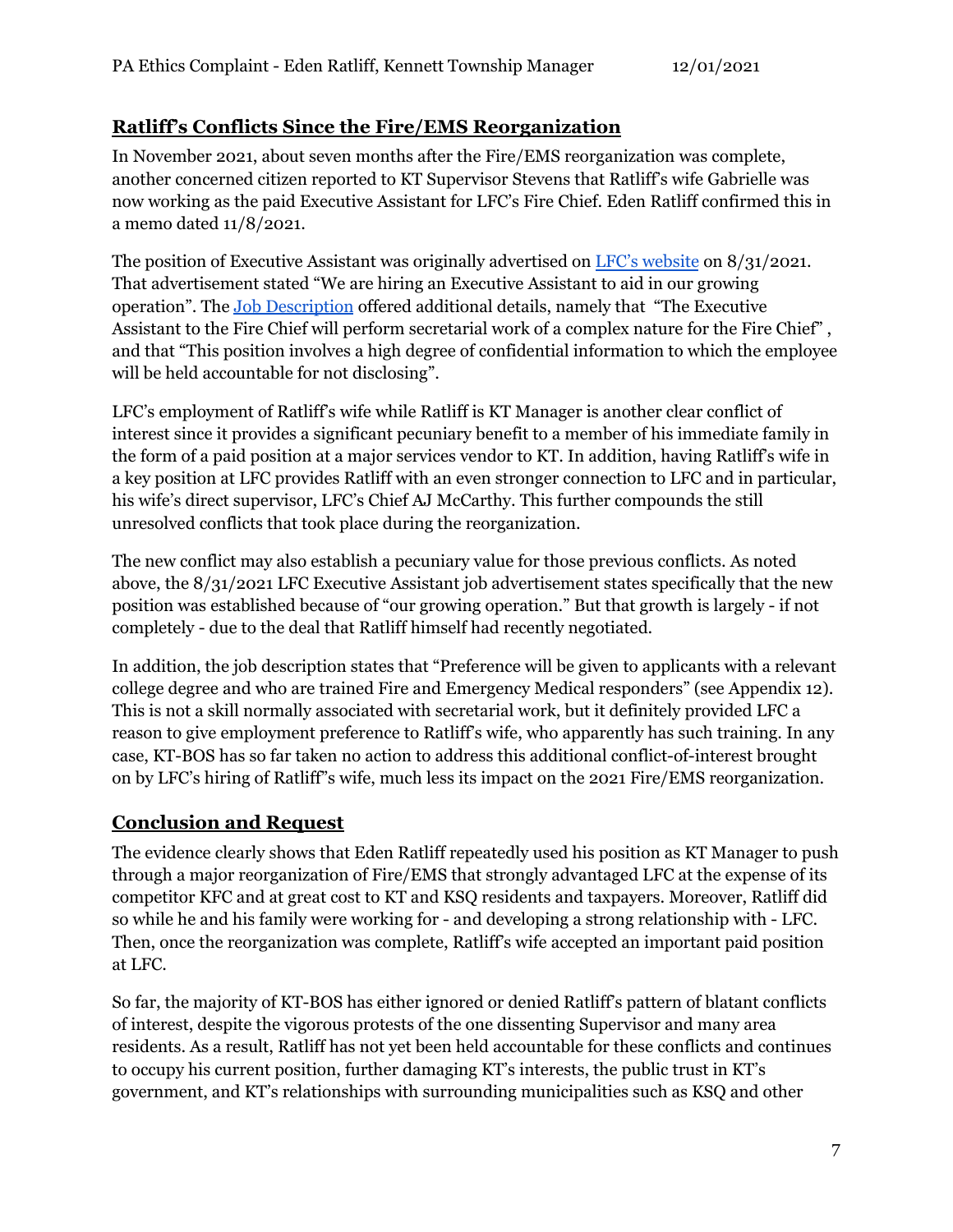## **Ratliff's Conflicts Since the Fire/EMS Reorganization**

In November 2021, about seven months after the Fire/EMS reorganization was complete, another concerned citizen reported to KT Supervisor Stevens that Ratliff's wife Gabrielle was now working as the paid Executive Assistant for LFC's Fire Chief. Eden Ratliff confirmed this in a memo dated 11/8/2021.

The position of Executive Assistant was originally advertised on LFC's website on 8/31/2021. That advertisement stated "We are hiring an Executive Assistant to aid in our growing operation". The Job Description offered additional details, namely that "The Executive Assistant to the Fire Chief will perform secretarial work of a complex nature for the Fire Chief" , and that "This position involves a high degree of confidential information to which the employee will be held accountable for not disclosing".

LFC's employment of Ratliff's wife while Ratliff is KT Manager is another clear conflict of interest since it provides a significant pecuniary benefit to a member of his immediate family in the form of a paid position at a major services vendor to KT. In addition, having Ratliff's wife in a key position at LFC provides Ratliff with an even stronger connection to LFC and in particular, his wife's direct supervisor, LFC's Chief AJ McCarthy. This further compounds the still unresolved conflicts that took place during the reorganization.

The new conflict may also establish a pecuniary value for those previous conflicts. As noted above, the 8/31/2021 LFC Executive Assistant job advertisement states specifically that the new position was established because of "our growing operation." But that growth is largely - if not completely - due to the deal that Ratliff himself had recently negotiated.

In addition, the job description states that "Preference will be given to applicants with a relevant college degree and who are trained Fire and Emergency Medical responders" (see Appendix 12). This is not a skill normally associated with secretarial work, but it definitely provided LFC a reason to give employment preference to Ratliff's wife, who apparently has such training. In any case, KT-BOS has so far taken no action to address this additional conflict-of-interest brought on by LFC's hiring of Ratliff's wife, much less its impact on the 2021 Fire/EMS reorganization.

## **Conclusion and Request**

The evidence clearly shows that Eden Ratliff repeatedly used his position as KT Manager to push through a major reorganization of Fire/EMS that strongly advantaged LFC at the expense of its competitor KFC and at great cost to KT and KSQ residents and taxpayers. Moreover, Ratliff did so while he and his family were working for - and developing a strong relationship with - LFC. Then, once the reorganization was complete, Ratliff's wife accepted an important paid position at LFC.

So far, the majority of KT-BOS has either ignored or denied Ratliff's pattern of blatant conflicts of interest, despite the vigorous protests of the one dissenting Supervisor and many area residents. As a result, Ratliff has not yet been held accountable for these conflicts and continues to occupy his current position, further damaging KT's interests, the public trust in KT's government, and KT's relationships with surrounding municipalities such as KSQ and other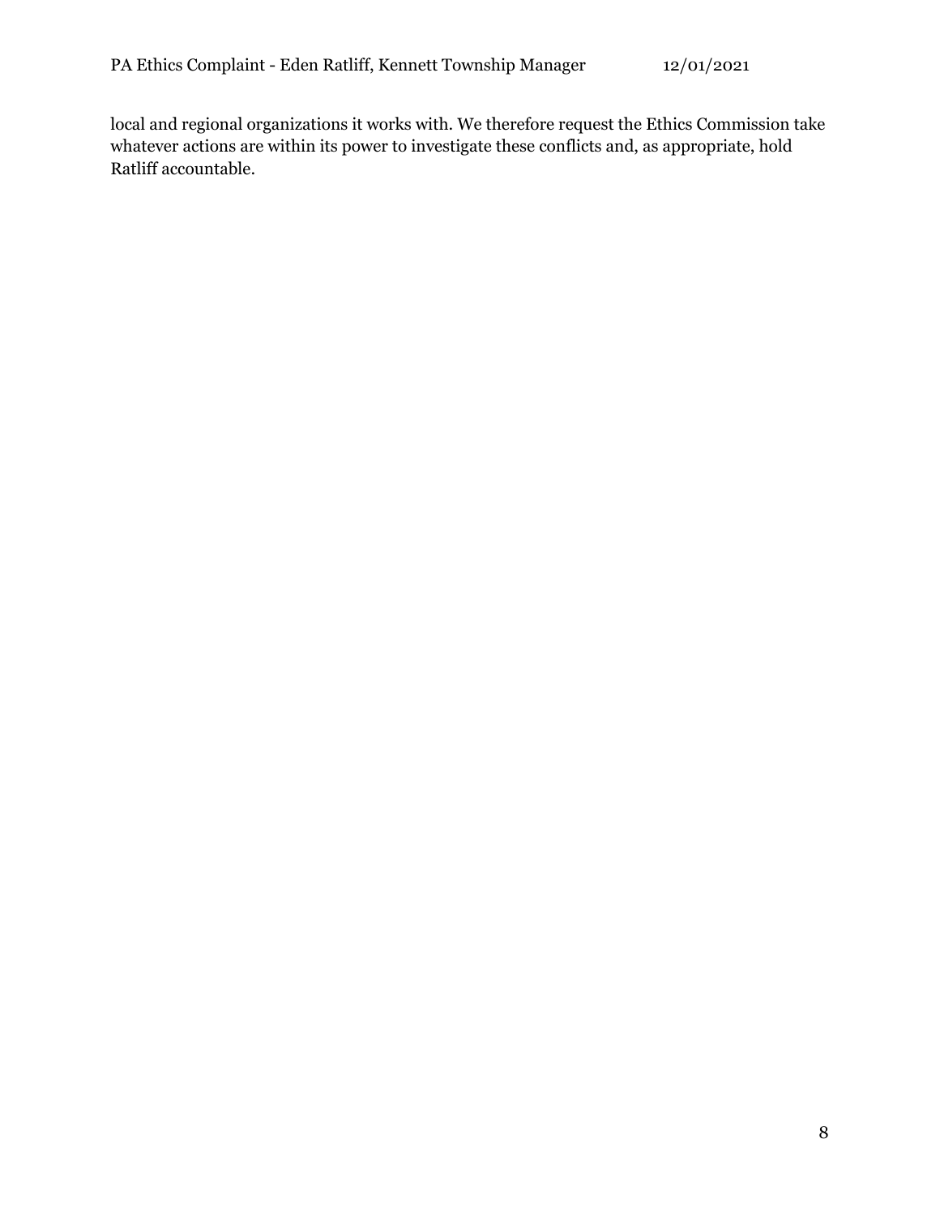local and regional organizations it works with. We therefore request the Ethics Commission take whatever actions are within its power to investigate these conflicts and, as appropriate, hold Ratliff accountable.